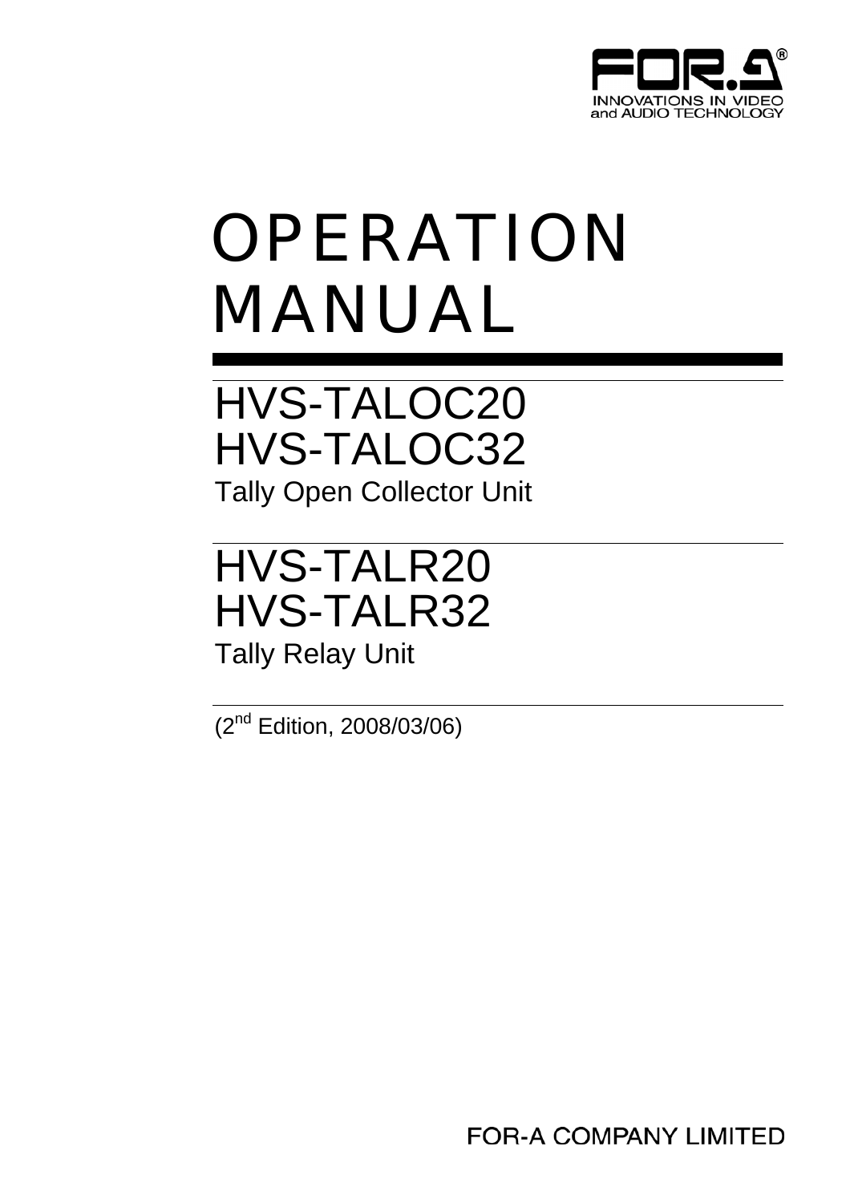FOR.A

INNOVATIONS IN VIDEO and AUDIO TECHNOLOGY

# OPERATION MANUAL

## HVS-TALOC20
## HVS-TALOC32

Tally Open Collector Unit

## HVS-TALR20
## HVS-TALR32

Tally Relay Unit

(2nd Edition, 2008/03/06)

FOR-A COMPANY LIMITED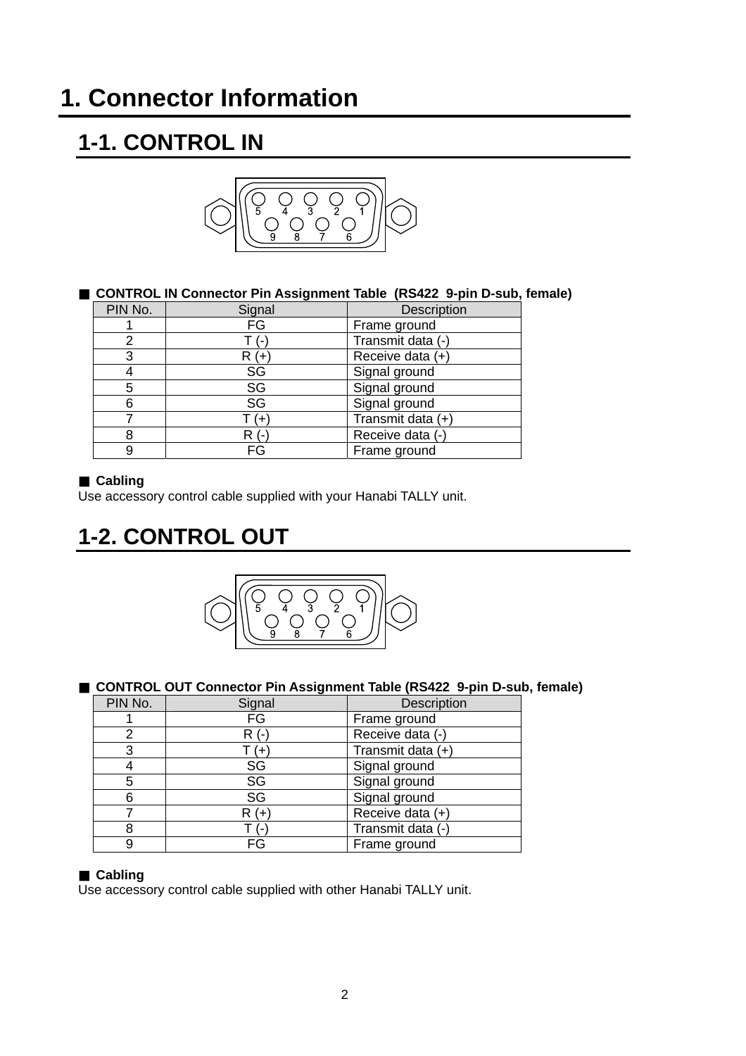# 1. Connector Information

## 1-1. CONTROL IN

■ **CONTROL IN Connector Pin Assignment Table (RS422 9-pin D-sub, female)**

| PIN No. | Signal | Description |
|---|---|---|
| 1 | FG | Frame ground |
| 2 | T (-) | Transmit data (-) |
| 3 | R (+) | Receive data (+) |
| 4 | SG | Signal ground |
| 5 | SG | Signal ground |
| 6 | SG | Signal ground |
| 7 | T (+) | Transmit data (+) |
| 8 | R (-) | Receive data (-) |
| 9 | FG | Frame ground |

■ **Cabling**

Use accessory control cable supplied with your Hanabi TALLY unit.

## 1-2. CONTROL OUT

■ **CONTROL OUT Connector Pin Assignment Table (RS422 9-pin D-sub, female)**

| PIN No. | Signal | Description |
|---|---|---|
| 1 | FG | Frame ground |
| 2 | R (-) | Receive data (-) |
| 3 | T (+) | Transmit data (+) |
| 4 | SG | Signal ground |
| 5 | SG | Signal ground |
| 6 | SG | Signal ground |
| 7 | R (+) | Receive data (+) |
| 8 | T (-) | Transmit data (-) |
| 9 | FG | Frame ground |

■ **Cabling**

Use accessory control cable supplied with other Hanabi TALLY unit.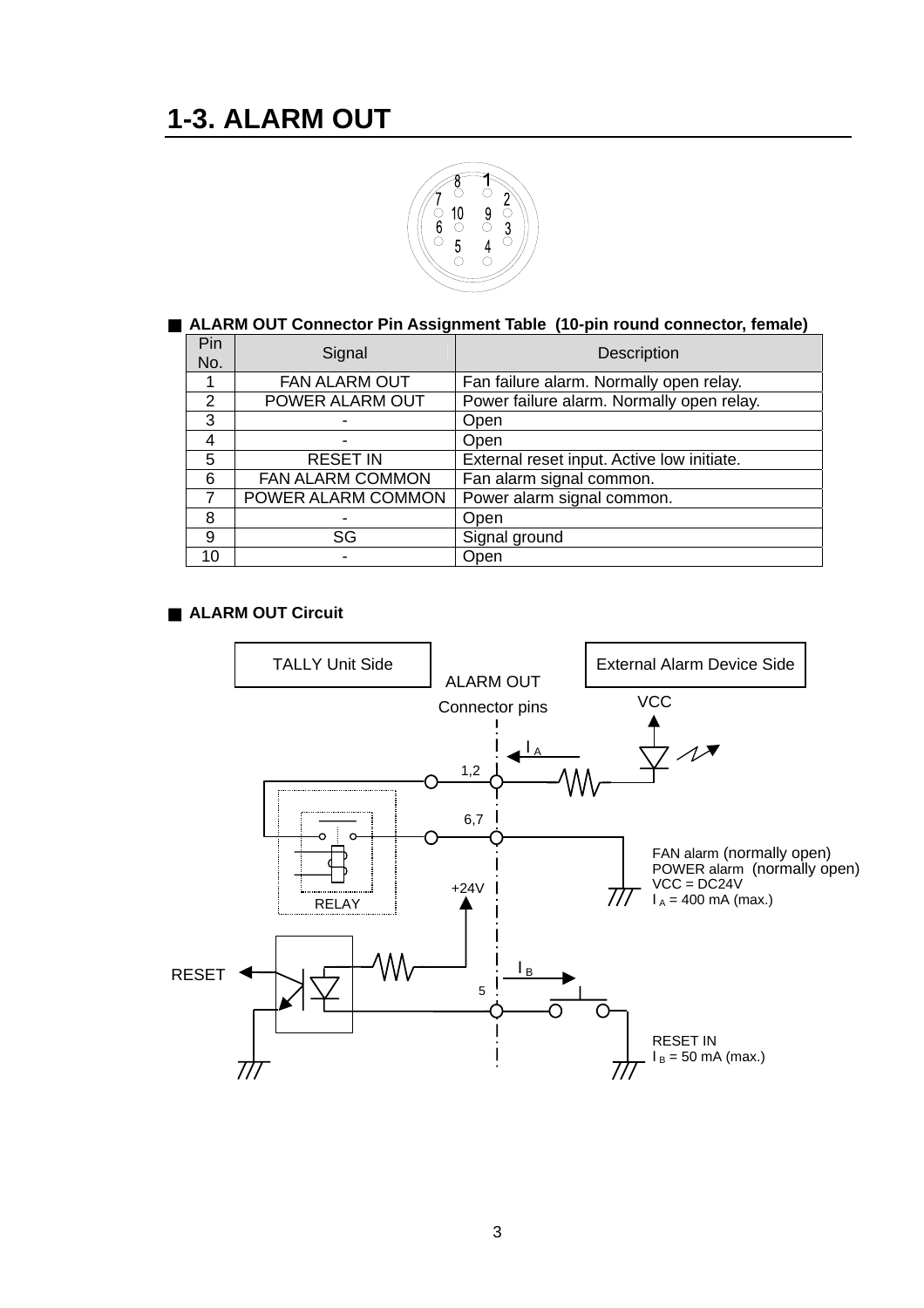# 1-3. ALARM OUT

■ **ALARM OUT Connector Pin Assignment Table (10-pin round connector, female)**

| Pin No. | Signal | Description |
|---|---|---|
| 1 | FAN ALARM OUT | Fan failure alarm. Normally open relay. |
| 2 | POWER ALARM OUT | Power failure alarm. Normally open relay. |
| 3 | - | Open |
| 4 | - | Open |
| 5 | RESET IN | External reset input. Active low initiate. |
| 6 | FAN ALARM COMMON | Fan alarm signal common. |
| 7 | POWER ALARM COMMON | Power alarm signal common. |
| 8 | - | Open |
| 9 | SG | Signal ground |
| 10 | - | Open |

■ **ALARM OUT Circuit**

TALLY Unit Side

ALARM OUT Connector pins

External Alarm Device Side

VCC

$I_A$

1,2

6,7

RELAY

+24V

FAN alarm (normally open)
POWER alarm (normally open)
VCC = DC24V
$I_A$ = 400 mA (max.)

RESET

$I_B$

5

RESET IN
$I_B$ = 50 mA (max.)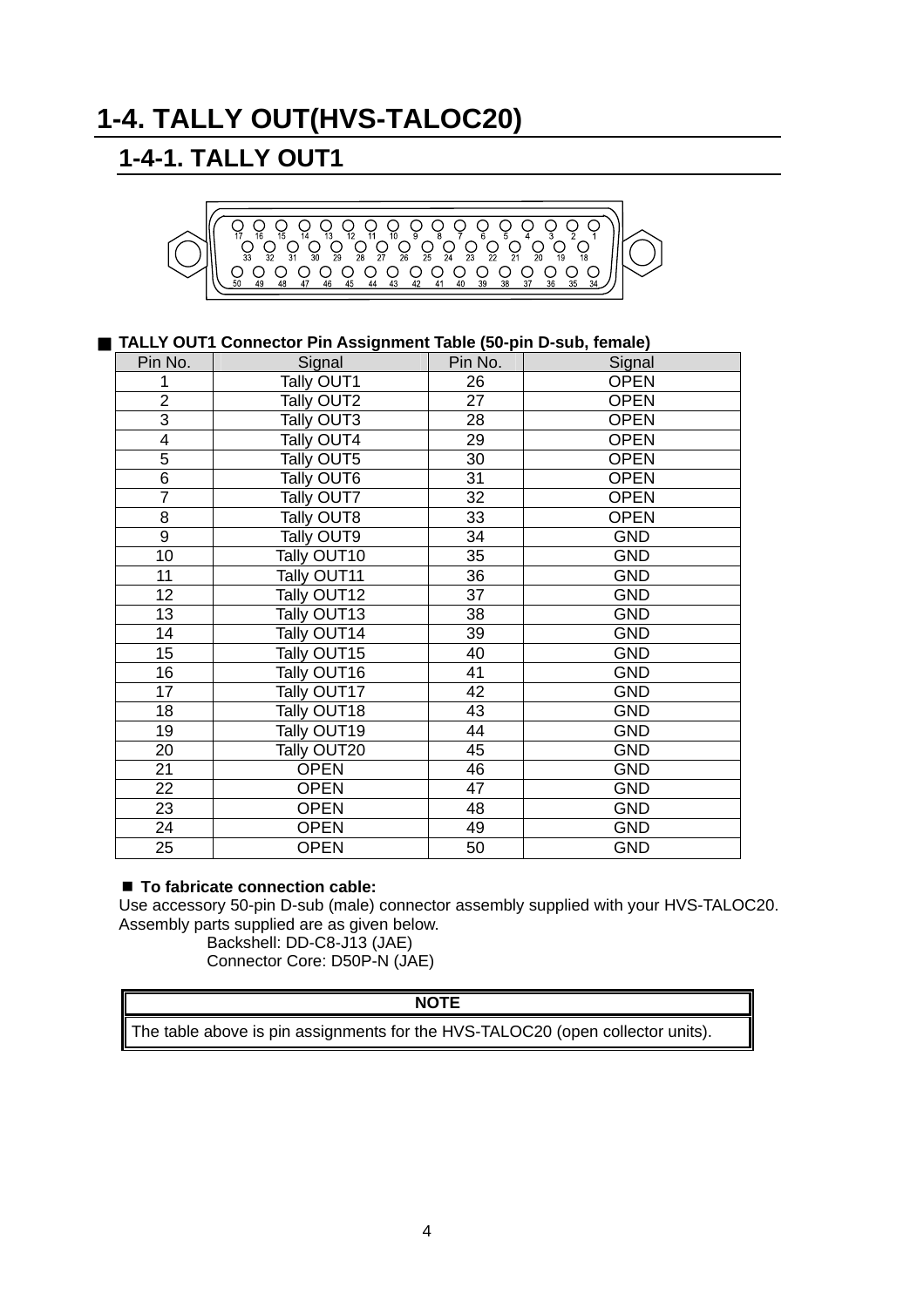# 1-4. TALLY OUT(HVS-TALOC20)

## 1-4-1. TALLY OUT1

■ **TALLY OUT1 Connector Pin Assignment Table (50-pin D-sub, female)**

| Pin No. | Signal | Pin No. | Signal |
|---|---|---|---|
| 1 | Tally OUT1 | 26 | OPEN |
| 2 | Tally OUT2 | 27 | OPEN |
| 3 | Tally OUT3 | 28 | OPEN |
| 4 | Tally OUT4 | 29 | OPEN |
| 5 | Tally OUT5 | 30 | OPEN |
| 6 | Tally OUT6 | 31 | OPEN |
| 7 | Tally OUT7 | 32 | OPEN |
| 8 | Tally OUT8 | 33 | OPEN |
| 9 | Tally OUT9 | 34 | GND |
| 10 | Tally OUT10 | 35 | GND |
| 11 | Tally OUT11 | 36 | GND |
| 12 | Tally OUT12 | 37 | GND |
| 13 | Tally OUT13 | 38 | GND |
| 14 | Tally OUT14 | 39 | GND |
| 15 | Tally OUT15 | 40 | GND |
| 16 | Tally OUT16 | 41 | GND |
| 17 | Tally OUT17 | 42 | GND |
| 18 | Tally OUT18 | 43 | GND |
| 19 | Tally OUT19 | 44 | GND |
| 20 | Tally OUT20 | 45 | GND |
| 21 | OPEN | 46 | GND |
| 22 | OPEN | 47 | GND |
| 23 | OPEN | 48 | GND |
| 24 | OPEN | 49 | GND |
| 25 | OPEN | 50 | GND |

■ **To fabricate connection cable:**

Use accessory 50-pin D-sub (male) connector assembly supplied with your HVS-TALOC20.
Assembly parts supplied are as given below.

Backshell: DD-C8-J13 (JAE)
Connector Core: D50P-N (JAE)

| NOTE |
|---|
| The table above is pin assignments for the HVS-TALOC20 (open collector units). |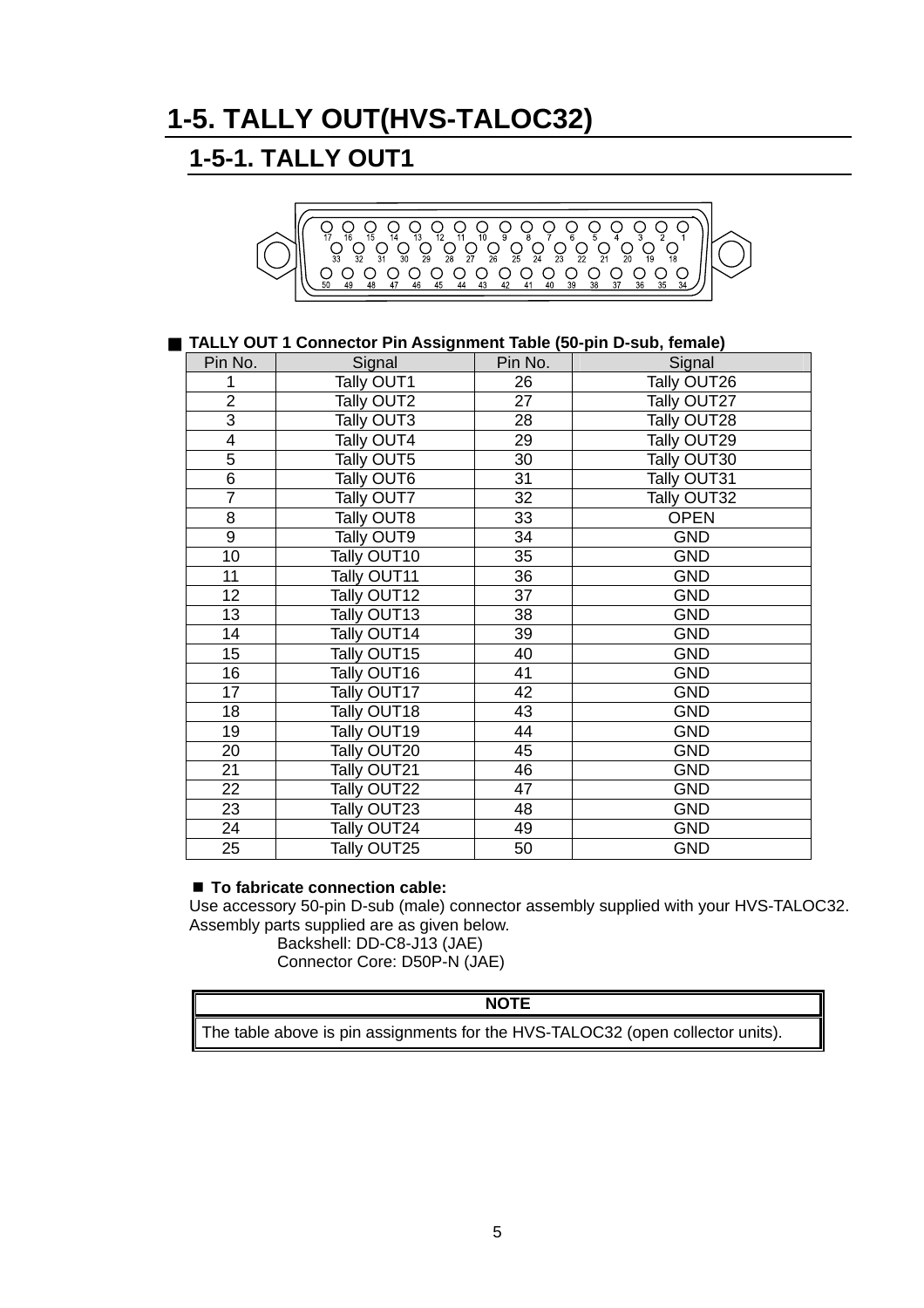# 1-5. TALLY OUT(HVS-TALOC32)

## 1-5-1. TALLY OUT1

■ **TALLY OUT 1 Connector Pin Assignment Table (50-pin D-sub, female)**

| Pin No. | Signal | Pin No. | Signal |
|---|---|---|---|
| 1 | Tally OUT1 | 26 | Tally OUT26 |
| 2 | Tally OUT2 | 27 | Tally OUT27 |
| 3 | Tally OUT3 | 28 | Tally OUT28 |
| 4 | Tally OUT4 | 29 | Tally OUT29 |
| 5 | Tally OUT5 | 30 | Tally OUT30 |
| 6 | Tally OUT6 | 31 | Tally OUT31 |
| 7 | Tally OUT7 | 32 | Tally OUT32 |
| 8 | Tally OUT8 | 33 | OPEN |
| 9 | Tally OUT9 | 34 | GND |
| 10 | Tally OUT10 | 35 | GND |
| 11 | Tally OUT11 | 36 | GND |
| 12 | Tally OUT12 | 37 | GND |
| 13 | Tally OUT13 | 38 | GND |
| 14 | Tally OUT14 | 39 | GND |
| 15 | Tally OUT15 | 40 | GND |
| 16 | Tally OUT16 | 41 | GND |
| 17 | Tally OUT17 | 42 | GND |
| 18 | Tally OUT18 | 43 | GND |
| 19 | Tally OUT19 | 44 | GND |
| 20 | Tally OUT20 | 45 | GND |
| 21 | Tally OUT21 | 46 | GND |
| 22 | Tally OUT22 | 47 | GND |
| 23 | Tally OUT23 | 48 | GND |
| 24 | Tally OUT24 | 49 | GND |
| 25 | Tally OUT25 | 50 | GND |

■ **To fabricate connection cable:**

Use accessory 50-pin D-sub (male) connector assembly supplied with your HVS-TALOC32.
Assembly parts supplied are as given below.

Backshell: DD-C8-J13 (JAE)
Connector Core: D50P-N (JAE)

| NOTE |
|---|
| The table above is pin assignments for the HVS-TALOC32 (open collector units). |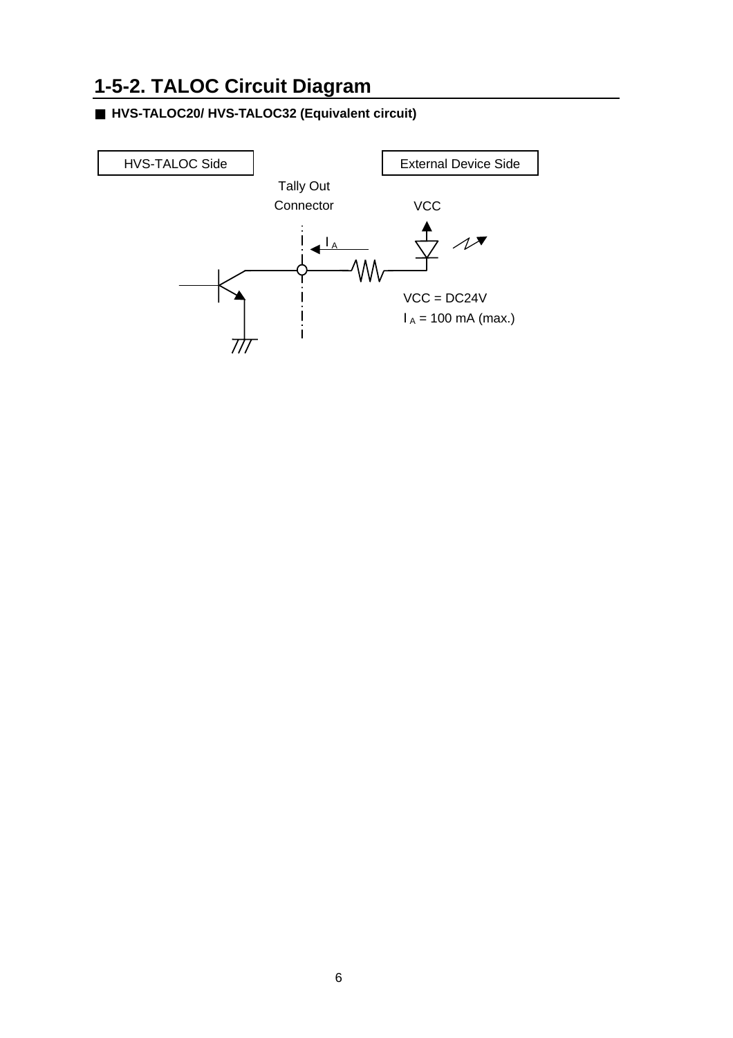## 1-5-2. TALOC Circuit Diagram

■ **HVS-TALOC20/ HVS-TALOC32 (Equivalent circuit)**

HVS-TALOC Side

External Device Side

Tally Out Connector

VCC

$I_A$

VCC = DC24V

$I_A$ = 100 mA (max.)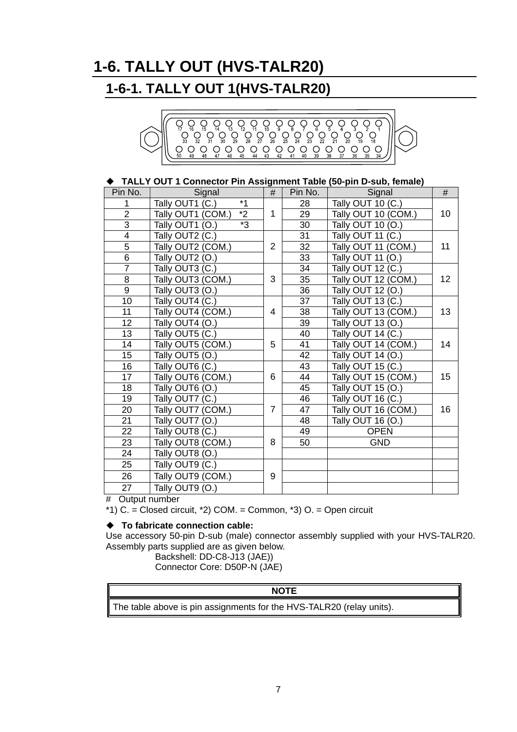# 1-6. TALLY OUT (HVS-TALR20)

## 1-6-1. TALLY OUT 1(HVS-TALR20)

◆ **TALLY OUT 1 Connector Pin Assignment Table (50-pin D-sub, female)**

| Pin No. | Signal | # | Pin No. | Signal | # |
|---|---|---|---|---|---|
| 1 | Tally OUT1 (C.) *1 | 1 | 28 | Tally OUT 10 (C.) | 10 |
| 2 | Tally OUT1 (COM.) *2 | | 29 | Tally OUT 10 (COM.) | |
| 3 | Tally OUT1 (O.) *3 | | 30 | Tally OUT 10 (O.) | |
| 4 | Tally OUT2 (C.) | 2 | 31 | Tally OUT 11 (C.) | 11 |
| 5 | Tally OUT2 (COM.) | | 32 | Tally OUT 11 (COM.) | |
| 6 | Tally OUT2 (O.) | | 33 | Tally OUT 11 (O.) | |
| 7 | Tally OUT3 (C.) | 3 | 34 | Tally OUT 12 (C.) | 12 |
| 8 | Tally OUT3 (COM.) | | 35 | Tally OUT 12 (COM.) | |
| 9 | Tally OUT3 (O.) | | 36 | Tally OUT 12 (O.) | |
| 10 | Tally OUT4 (C.) | 4 | 37 | Tally OUT 13 (C.) | 13 |
| 11 | Tally OUT4 (COM.) | | 38 | Tally OUT 13 (COM.) | |
| 12 | Tally OUT4 (O.) | | 39 | Tally OUT 13 (O.) | |
| 13 | Tally OUT5 (C.) | 5 | 40 | Tally OUT 14 (C.) | 14 |
| 14 | Tally OUT5 (COM.) | | 41 | Tally OUT 14 (COM.) | |
| 15 | Tally OUT5 (O.) | | 42 | Tally OUT 14 (O.) | |
| 16 | Tally OUT6 (C.) | 6 | 43 | Tally OUT 15 (C.) | 15 |
| 17 | Tally OUT6 (COM.) | | 44 | Tally OUT 15 (COM.) | |
| 18 | Tally OUT6 (O.) | | 45 | Tally OUT 15 (O.) | |
| 19 | Tally OUT7 (C.) | 7 | 46 | Tally OUT 16 (C.) | 16 |
| 20 | Tally OUT7 (COM.) | | 47 | Tally OUT 16 (COM.) | |
| 21 | Tally OUT7 (O.) | | 48 | Tally OUT 16 (O.) | |
| 22 | Tally OUT8 (C.) | 8 | 49 | OPEN | |
| 23 | Tally OUT8 (COM.) | | 50 | GND | |
| 24 | Tally OUT8 (O.) | | | | |
| 25 | Tally OUT9 (C.) | 9 | | | |
| 26 | Tally OUT9 (COM.) | | | | |
| 27 | Tally OUT9 (O.) | | | | |

\# Output number

*1) C. = Closed circuit, *2) COM. = Common, *3) O. = Open circuit

◆ **To fabricate connection cable:**

Use accessory 50-pin D-sub (male) connector assembly supplied with your HVS-TALR20. Assembly parts supplied are as given below.

Backshell: DD-C8-J13 (JAE))
Connector Core: D50P-N (JAE)

| NOTE |
|---|
| The table above is pin assignments for the HVS-TALR20 (relay units). |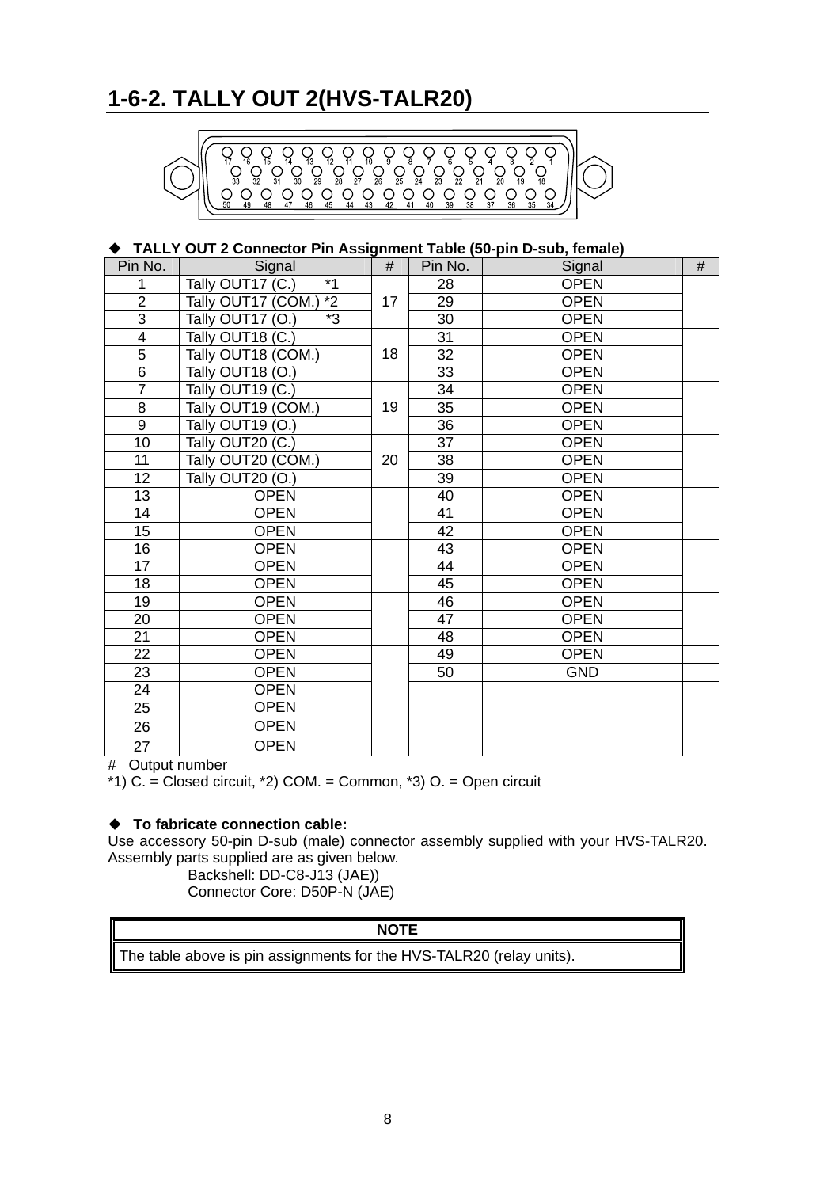## 1-6-2. TALLY OUT 2(HVS-TALR20)

◆ **TALLY OUT 2 Connector Pin Assignment Table (50-pin D-sub, female)**

| Pin No. | Signal | # | Pin No. | Signal | # |
|---|---|---|---|---|---|
| 1 | Tally OUT17 (C.) *1 | 17 | 28 | OPEN | |
| 2 | Tally OUT17 (COM.) *2 | | 29 | OPEN | |
| 3 | Tally OUT17 (O.) *3 | | 30 | OPEN | |
| 4 | Tally OUT18 (C.) | 18 | 31 | OPEN | |
| 5 | Tally OUT18 (COM.) | | 32 | OPEN | |
| 6 | Tally OUT18 (O.) | | 33 | OPEN | |
| 7 | Tally OUT19 (C.) | 19 | 34 | OPEN | |
| 8 | Tally OUT19 (COM.) | | 35 | OPEN | |
| 9 | Tally OUT19 (O.) | | 36 | OPEN | |
| 10 | Tally OUT20 (C.) | 20 | 37 | OPEN | |
| 11 | Tally OUT20 (COM.) | | 38 | OPEN | |
| 12 | Tally OUT20 (O.) | | 39 | OPEN | |
| 13 | OPEN | | 40 | OPEN | |
| 14 | OPEN | | 41 | OPEN | |
| 15 | OPEN | | 42 | OPEN | |
| 16 | OPEN | | 43 | OPEN | |
| 17 | OPEN | | 44 | OPEN | |
| 18 | OPEN | | 45 | OPEN | |
| 19 | OPEN | | 46 | OPEN | |
| 20 | OPEN | | 47 | OPEN | |
| 21 | OPEN | | 48 | OPEN | |
| 22 | OPEN | | 49 | OPEN | |
| 23 | OPEN | | 50 | GND | |
| 24 | OPEN | | | | |
| 25 | OPEN | | | | |
| 26 | OPEN | | | | |
| 27 | OPEN | | | | |

\# Output number

*1) C. = Closed circuit, *2) COM. = Common, *3) O. = Open circuit

◆ **To fabricate connection cable:**

Use accessory 50-pin D-sub (male) connector assembly supplied with your HVS-TALR20. Assembly parts supplied are as given below.

Backshell: DD-C8-J13 (JAE))
Connector Core: D50P-N (JAE)

| NOTE |
|---|
| The table above is pin assignments for the HVS-TALR20 (relay units). |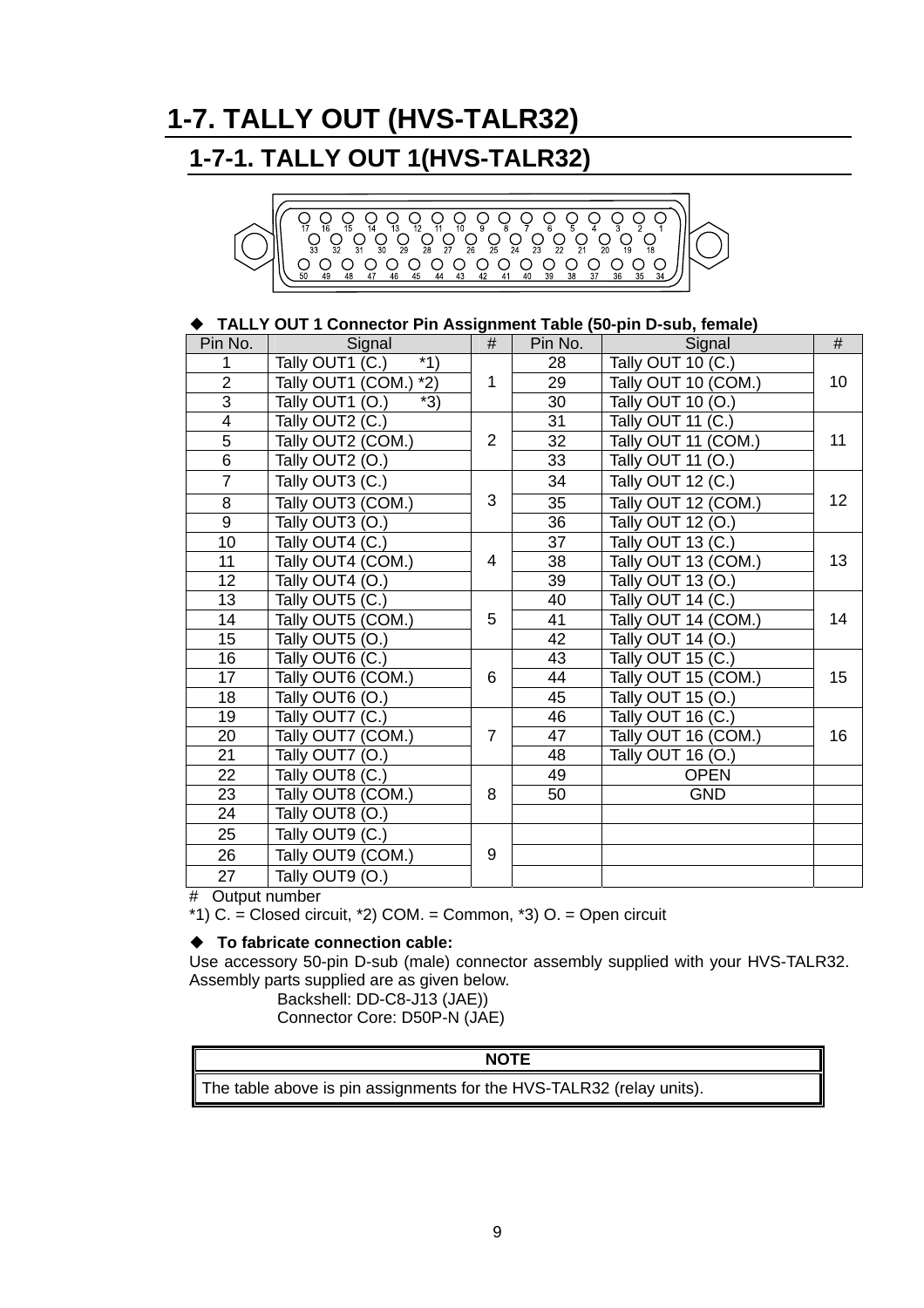# 1-7. TALLY OUT (HVS-TALR32)

## 1-7-1. TALLY OUT 1(HVS-TALR32)

◆ **TALLY OUT 1 Connector Pin Assignment Table (50-pin D-sub, female)**

| Pin No. | Signal | # | Pin No. | Signal | # |
|---|---|---|---|---|---|
| 1 | Tally OUT1 (C.) *1) | 1 | 28 | Tally OUT 10 (C.) | 10 |
| 2 | Tally OUT1 (COM.) *2) | | 29 | Tally OUT 10 (COM.) | |
| 3 | Tally OUT1 (O.) *3) | | 30 | Tally OUT 10 (O.) | |
| 4 | Tally OUT2 (C.) | 2 | 31 | Tally OUT 11 (C.) | 11 |
| 5 | Tally OUT2 (COM.) | | 32 | Tally OUT 11 (COM.) | |
| 6 | Tally OUT2 (O.) | | 33 | Tally OUT 11 (O.) | |
| 7 | Tally OUT3 (C.) | 3 | 34 | Tally OUT 12 (C.) | 12 |
| 8 | Tally OUT3 (COM.) | | 35 | Tally OUT 12 (COM.) | |
| 9 | Tally OUT3 (O.) | | 36 | Tally OUT 12 (O.) | |
| 10 | Tally OUT4 (C.) | 4 | 37 | Tally OUT 13 (C.) | 13 |
| 11 | Tally OUT4 (COM.) | | 38 | Tally OUT 13 (COM.) | |
| 12 | Tally OUT4 (O.) | | 39 | Tally OUT 13 (O.) | |
| 13 | Tally OUT5 (C.) | 5 | 40 | Tally OUT 14 (C.) | 14 |
| 14 | Tally OUT5 (COM.) | | 41 | Tally OUT 14 (COM.) | |
| 15 | Tally OUT5 (O.) | | 42 | Tally OUT 14 (O.) | |
| 16 | Tally OUT6 (C.) | 6 | 43 | Tally OUT 15 (C.) | 15 |
| 17 | Tally OUT6 (COM.) | | 44 | Tally OUT 15 (COM.) | |
| 18 | Tally OUT6 (O.) | | 45 | Tally OUT 15 (O.) | |
| 19 | Tally OUT7 (C.) | 7 | 46 | Tally OUT 16 (C.) | 16 |
| 20 | Tally OUT7 (COM.) | | 47 | Tally OUT 16 (COM.) | |
| 21 | Tally OUT7 (O.) | | 48 | Tally OUT 16 (O.) | |
| 22 | Tally OUT8 (C.) | 8 | 49 | OPEN | |
| 23 | Tally OUT8 (COM.) | | 50 | GND | |
| 24 | Tally OUT8 (O.) | | | | |
| 25 | Tally OUT9 (C.) | 9 | | | |
| 26 | Tally OUT9 (COM.) | | | | |
| 27 | Tally OUT9 (O.) | | | | |

\# Output number

*1) C. = Closed circuit, *2) COM. = Common, *3) O. = Open circuit

◆ **To fabricate connection cable:**

Use accessory 50-pin D-sub (male) connector assembly supplied with your HVS-TALR32. Assembly parts supplied are as given below.

Backshell: DD-C8-J13 (JAE))
Connector Core: D50P-N (JAE)

| NOTE |
|---|
| The table above is pin assignments for the HVS-TALR32 (relay units). |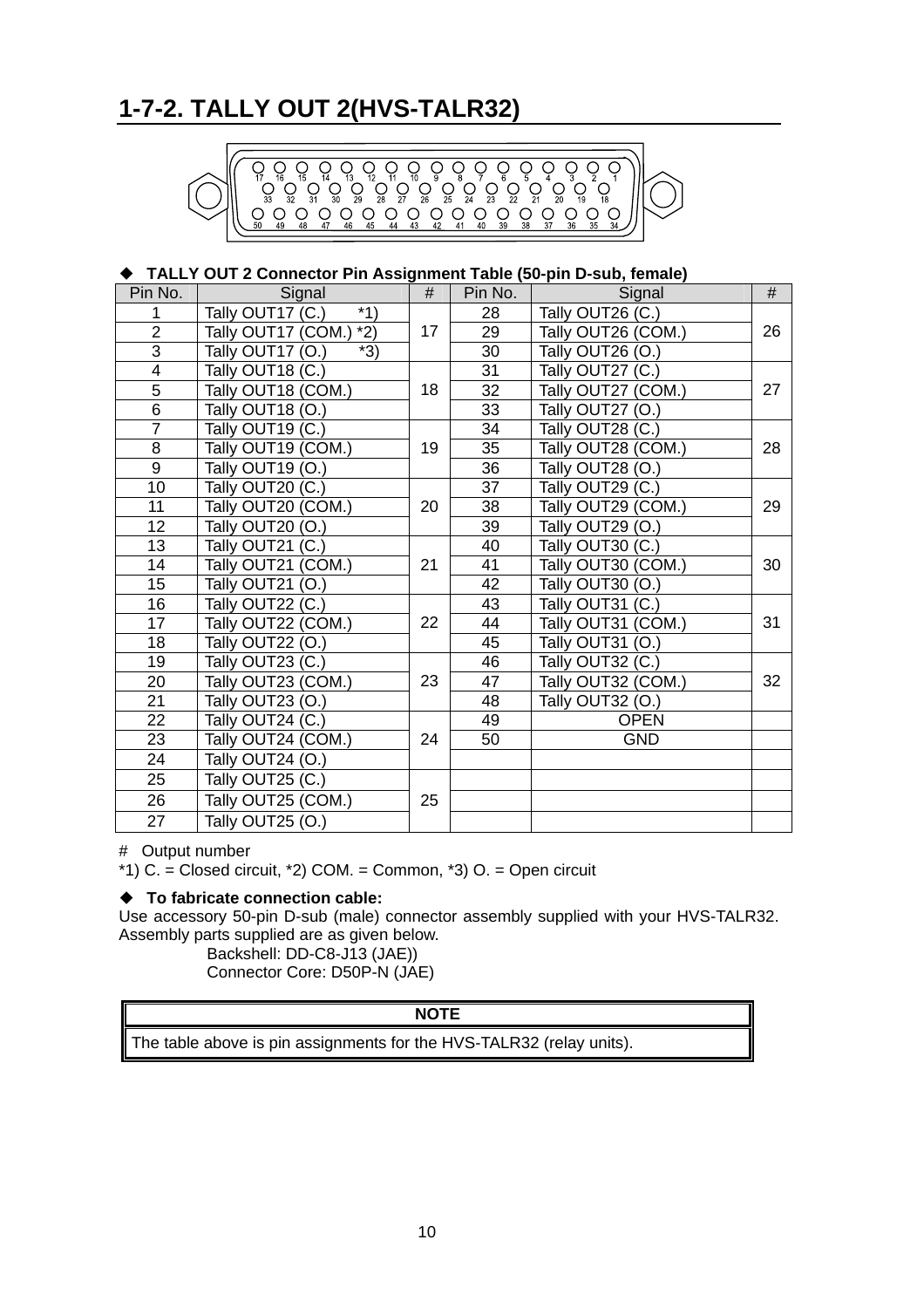## 1-7-2. TALLY OUT 2(HVS-TALR32)

◆ **TALLY OUT 2 Connector Pin Assignment Table (50-pin D-sub, female)**

| Pin No. | Signal | # | Pin No. | Signal | # |
|---|---|---|---|---|---|
| 1 | Tally OUT17 (C.) *1) | 17 | 28 | Tally OUT26 (C.) | 26 |
| 2 | Tally OUT17 (COM.) *2) | | 29 | Tally OUT26 (COM.) | |
| 3 | Tally OUT17 (O.) *3) | | 30 | Tally OUT26 (O.) | |
| 4 | Tally OUT18 (C.) | 18 | 31 | Tally OUT27 (C.) | 27 |
| 5 | Tally OUT18 (COM.) | | 32 | Tally OUT27 (COM.) | |
| 6 | Tally OUT18 (O.) | | 33 | Tally OUT27 (O.) | |
| 7 | Tally OUT19 (C.) | 19 | 34 | Tally OUT28 (C.) | 28 |
| 8 | Tally OUT19 (COM.) | | 35 | Tally OUT28 (COM.) | |
| 9 | Tally OUT19 (O.) | | 36 | Tally OUT28 (O.) | |
| 10 | Tally OUT20 (C.) | 20 | 37 | Tally OUT29 (C.) | 29 |
| 11 | Tally OUT20 (COM.) | | 38 | Tally OUT29 (COM.) | |
| 12 | Tally OUT20 (O.) | | 39 | Tally OUT29 (O.) | |
| 13 | Tally OUT21 (C.) | 21 | 40 | Tally OUT30 (C.) | 30 |
| 14 | Tally OUT21 (COM.) | | 41 | Tally OUT30 (COM.) | |
| 15 | Tally OUT21 (O.) | | 42 | Tally OUT30 (O.) | |
| 16 | Tally OUT22 (C.) | 22 | 43 | Tally OUT31 (C.) | 31 |
| 17 | Tally OUT22 (COM.) | | 44 | Tally OUT31 (COM.) | |
| 18 | Tally OUT22 (O.) | | 45 | Tally OUT31 (O.) | |
| 19 | Tally OUT23 (C.) | 23 | 46 | Tally OUT32 (C.) | 32 |
| 20 | Tally OUT23 (COM.) | | 47 | Tally OUT32 (COM.) | |
| 21 | Tally OUT23 (O.) | | 48 | Tally OUT32 (O.) | |
| 22 | Tally OUT24 (C.) | 24 | 49 | OPEN | |
| 23 | Tally OUT24 (COM.) | | 50 | GND | |
| 24 | Tally OUT24 (O.) | | | | |
| 25 | Tally OUT25 (C.) | 25 | | | |
| 26 | Tally OUT25 (COM.) | | | | |
| 27 | Tally OUT25 (O.) | | | | |

\# Output number
*1) C. = Closed circuit, *2) COM. = Common, *3) O. = Open circuit

◆ **To fabricate connection cable:**

Use accessory 50-pin D-sub (male) connector assembly supplied with your HVS-TALR32. Assembly parts supplied are as given below.

Backshell: DD-C8-J13 (JAE))
Connector Core: D50P-N (JAE)

| **NOTE** |
|---|
| The table above is pin assignments for the HVS-TALR32 (relay units). |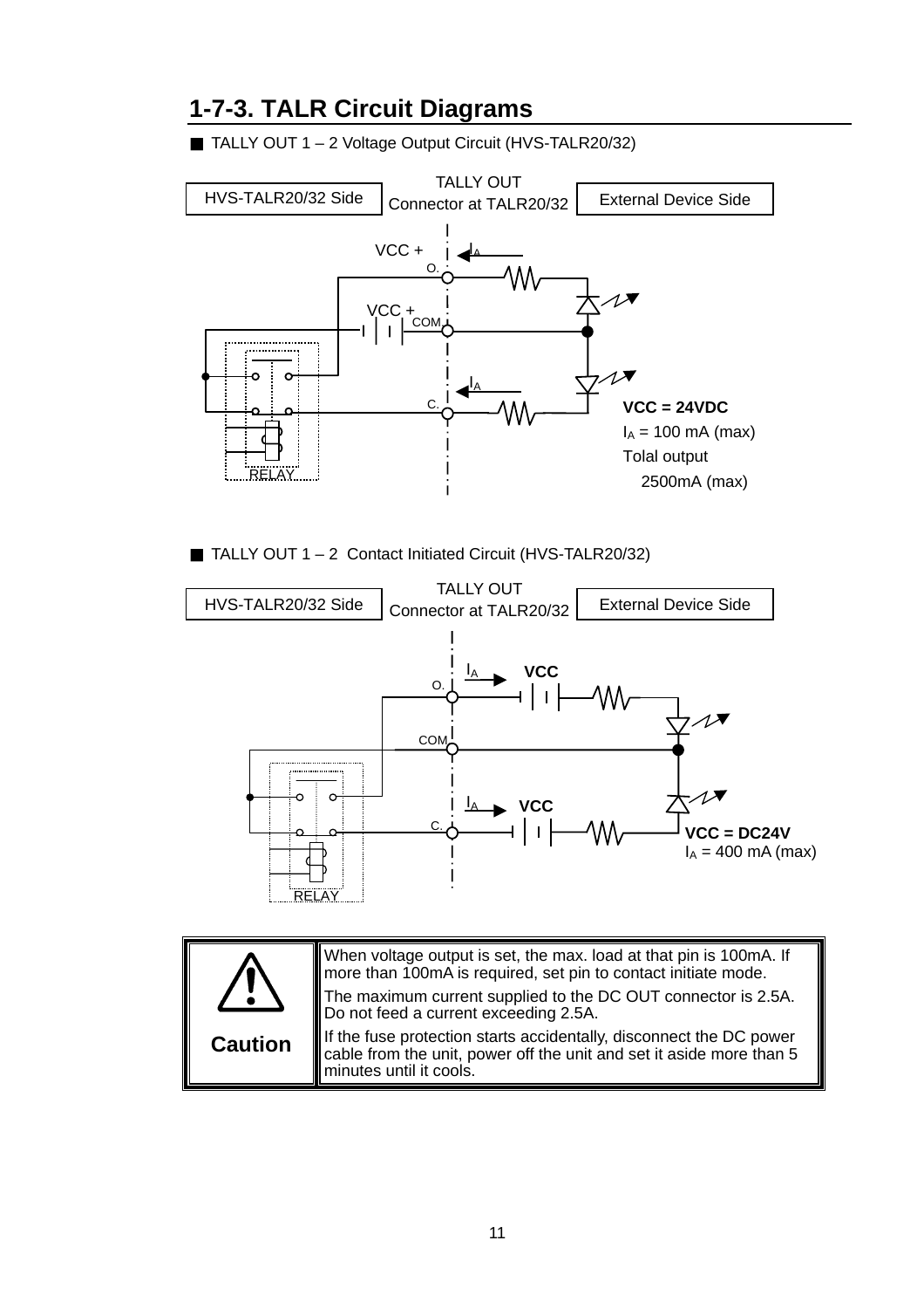## 1-7-3. TALR Circuit Diagrams

■ TALLY OUT 1 – 2 Voltage Output Circuit (HVS-TALR20/32)

HVS-TALR20/32 Side | TALLY OUT Connector at TALR20/32 | External Device Side

VCC +
O.
VCC +
COM
C.
RELAY

$I_A$

**VCC = 24VDC**
$I_A$ = 100 mA (max)
Tolal output
2500mA (max)

■ TALLY OUT 1 – 2 Contact Initiated Circuit (HVS-TALR20/32)

HVS-TALR20/32 Side | TALLY OUT Connector at TALR20/32 | External Device Side

O.
COM
C.
RELAY

$I_A$ **VCC**

**VCC = DC24V**
$I_A$ = 400 mA (max)

| Caution | |
|---|---|
| **Caution** | When voltage output is set, the max. load at that pin is 100mA. If more than 100mA is required, set pin to contact initiate mode.<br>The maximum current supplied to the DC OUT connector is 2.5A. Do not feed a current exceeding 2.5A.<br>If the fuse protection starts accidentally, disconnect the DC power cable from the unit, power off the unit and set it aside more than 5 minutes until it cools. |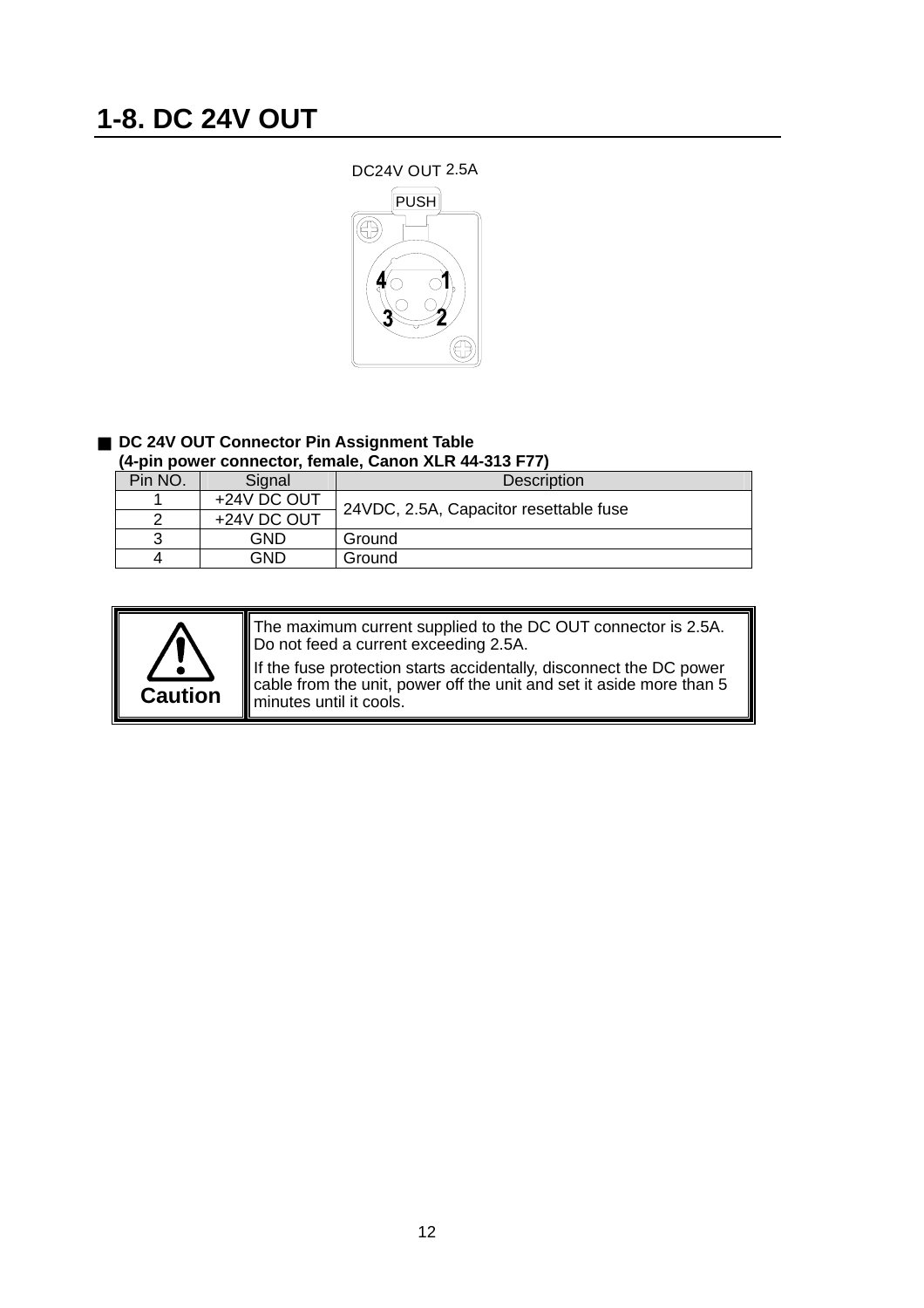# 1-8. DC 24V OUT

DC24V OUT 2.5A

PUSH

4 1
3 2

■ **DC 24V OUT Connector Pin Assignment Table**
**(4-pin power connector, female, Canon XLR 44-313 F77)**

| Pin NO. | Signal | Description |
|---|---|---|
| 1 | +24V DC OUT | 24VDC, 2.5A, Capacitor resettable fuse |
| 2 | +24V DC OUT | |
| 3 | GND | Ground |
| 4 | GND | Ground |

| | |
|---|---|
| **Caution** | The maximum current supplied to the DC OUT connector is 2.5A. Do not feed a current exceeding 2.5A.<br>If the fuse protection starts accidentally, disconnect the DC power cable from the unit, power off the unit and set it aside more than 5 minutes until it cools. |